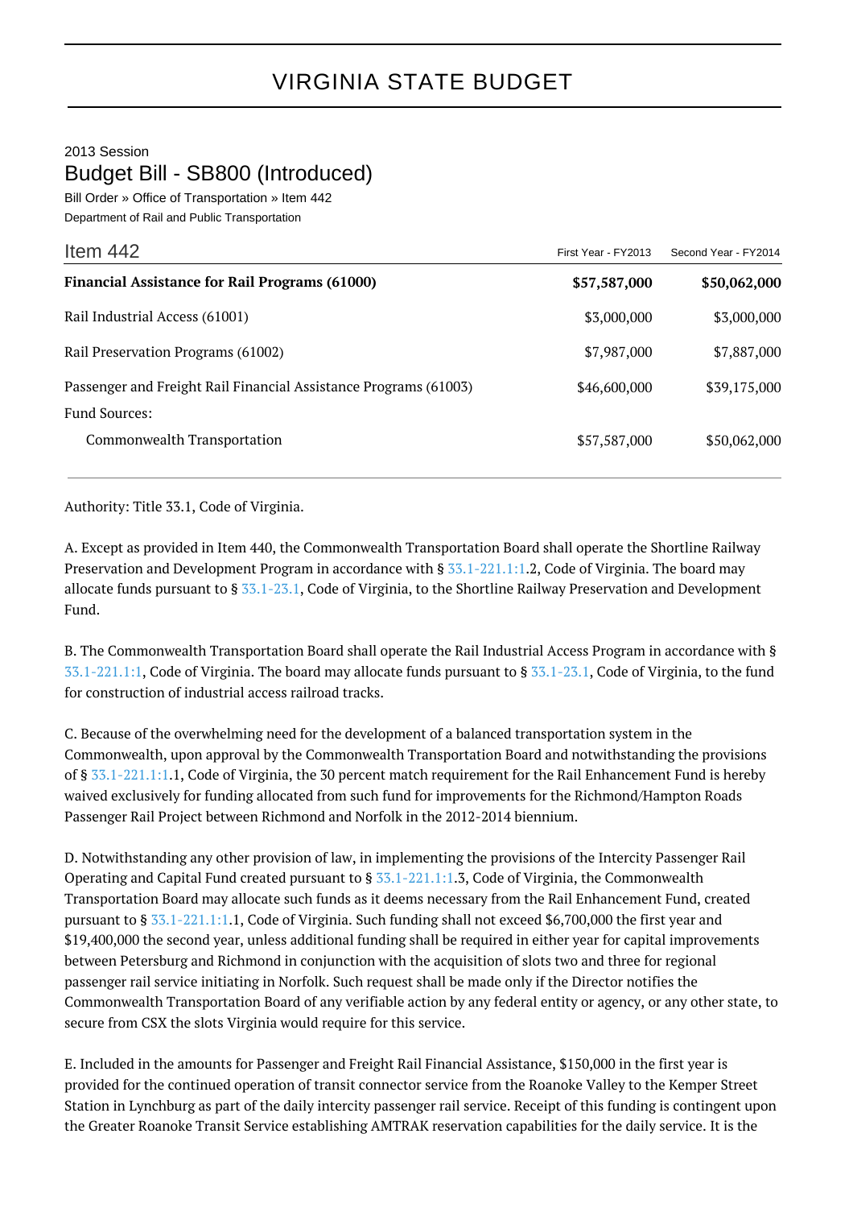# VIRGINIA STATE BUDGET

2013 Session

## Budget Bill - SB800 (Introduced)

Bill Order » Office of Transportation » Item 442

Department of Rail and Public Transportation

| Item 442 | First Year - FY2013 | Second Year - FY2014 |
|---|---|---|
| **Financial Assistance for Rail Programs (61000)** | **$57,587,000** | **$50,062,000** |
| Rail Industrial Access (61001) | $3,000,000 | $3,000,000 |
| Rail Preservation Programs (61002) | $7,987,000 | $7,887,000 |
| Passenger and Freight Rail Financial Assistance Programs (61003) | $46,600,000 | $39,175,000 |
| Fund Sources: | | |
| Commonwealth Transportation | $57,587,000 | $50,062,000 |

Authority: Title 33.1, Code of Virginia.

A. Except as provided in Item 440, the Commonwealth Transportation Board shall operate the Shortline Railway Preservation and Development Program in accordance with § 33.1-221.1:1.2, Code of Virginia. The board may allocate funds pursuant to § 33.1-23.1, Code of Virginia, to the Shortline Railway Preservation and Development Fund.

B. The Commonwealth Transportation Board shall operate the Rail Industrial Access Program in accordance with § 33.1-221.1:1, Code of Virginia. The board may allocate funds pursuant to § 33.1-23.1, Code of Virginia, to the fund for construction of industrial access railroad tracks.

C. Because of the overwhelming need for the development of a balanced transportation system in the Commonwealth, upon approval by the Commonwealth Transportation Board and notwithstanding the provisions of § 33.1-221.1:1.1, Code of Virginia, the 30 percent match requirement for the Rail Enhancement Fund is hereby waived exclusively for funding allocated from such fund for improvements for the Richmond/Hampton Roads Passenger Rail Project between Richmond and Norfolk in the 2012-2014 biennium.

D. Notwithstanding any other provision of law, in implementing the provisions of the Intercity Passenger Rail Operating and Capital Fund created pursuant to § 33.1-221.1:1.3, Code of Virginia, the Commonwealth Transportation Board may allocate such funds as it deems necessary from the Rail Enhancement Fund, created pursuant to § 33.1-221.1:1.1, Code of Virginia. Such funding shall not exceed $6,700,000 the first year and $19,400,000 the second year, unless additional funding shall be required in either year for capital improvements between Petersburg and Richmond in conjunction with the acquisition of slots two and three for regional passenger rail service initiating in Norfolk. Such request shall be made only if the Director notifies the Commonwealth Transportation Board of any verifiable action by any federal entity or agency, or any other state, to secure from CSX the slots Virginia would require for this service.

E. Included in the amounts for Passenger and Freight Rail Financial Assistance, $150,000 in the first year is provided for the continued operation of transit connector service from the Roanoke Valley to the Kemper Street Station in Lynchburg as part of the daily intercity passenger rail service. Receipt of this funding is contingent upon the Greater Roanoke Transit Service establishing AMTRAK reservation capabilities for the daily service. It is the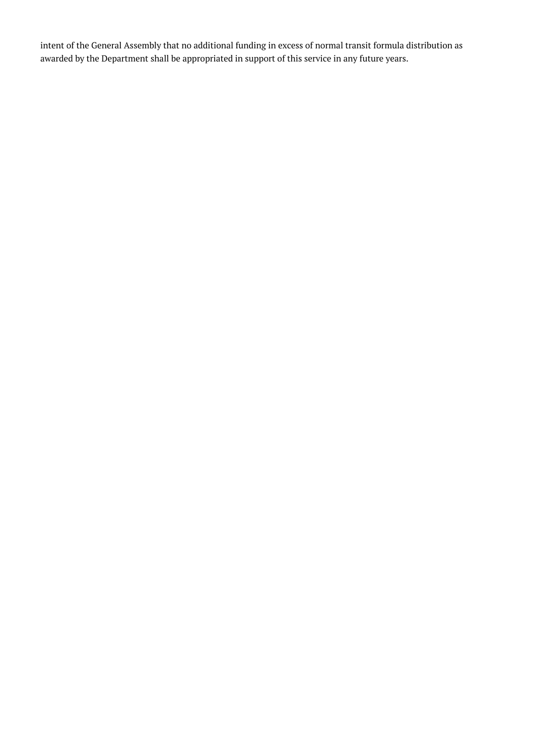intent of the General Assembly that no additional funding in excess of normal transit formula distribution as awarded by the Department shall be appropriated in support of this service in any future years.